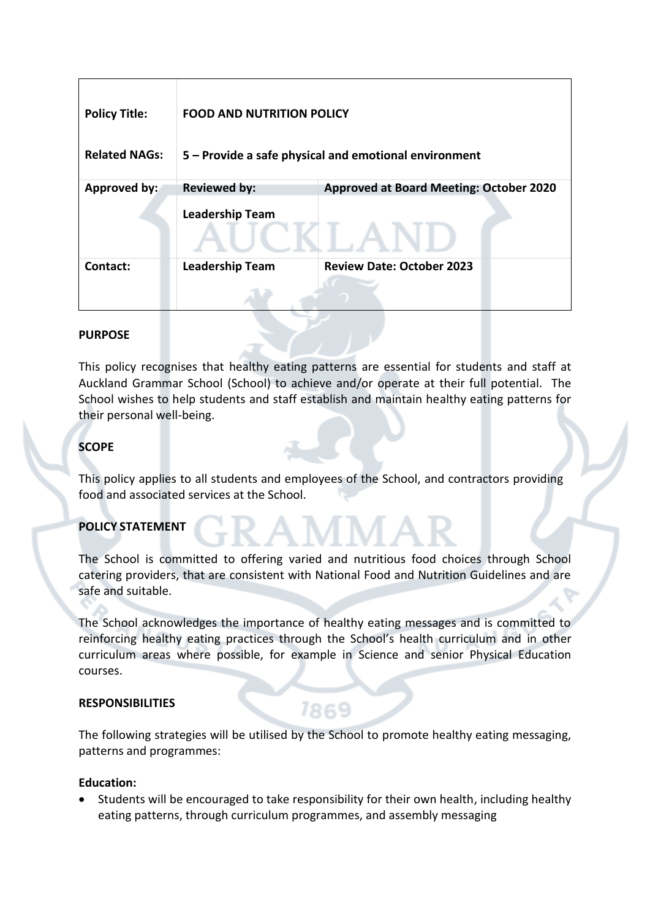| Policy Title: | FOOD AND NUTRITION POLICY | |
|---|---|---|
| Related NAGs: | 5 – Provide a safe physical and emotional environment | |
| Approved by: | Reviewed by: Leadership Team | Approved at Board Meeting: October 2020 |
| Contact: | Leadership Team | Review Date: October 2023 |

## PURPOSE

This policy recognises that healthy eating patterns are essential for students and staff at Auckland Grammar School (School) to achieve and/or operate at their full potential. The School wishes to help students and staff establish and maintain healthy eating patterns for their personal well-being.

## SCOPE

This policy applies to all students and employees of the School, and contractors providing food and associated services at the School.

## POLICY STATEMENT

The School is committed to offering varied and nutritious food choices through School catering providers, that are consistent with National Food and Nutrition Guidelines and are safe and suitable.

The School acknowledges the importance of healthy eating messages and is committed to reinforcing healthy eating practices through the School's health curriculum and in other curriculum areas where possible, for example in Science and senior Physical Education courses.

## RESPONSIBILITIES

The following strategies will be utilised by the School to promote healthy eating messaging, patterns and programmes:

**Education:**

- Students will be encouraged to take responsibility for their own health, including healthy eating patterns, through curriculum programmes, and assembly messaging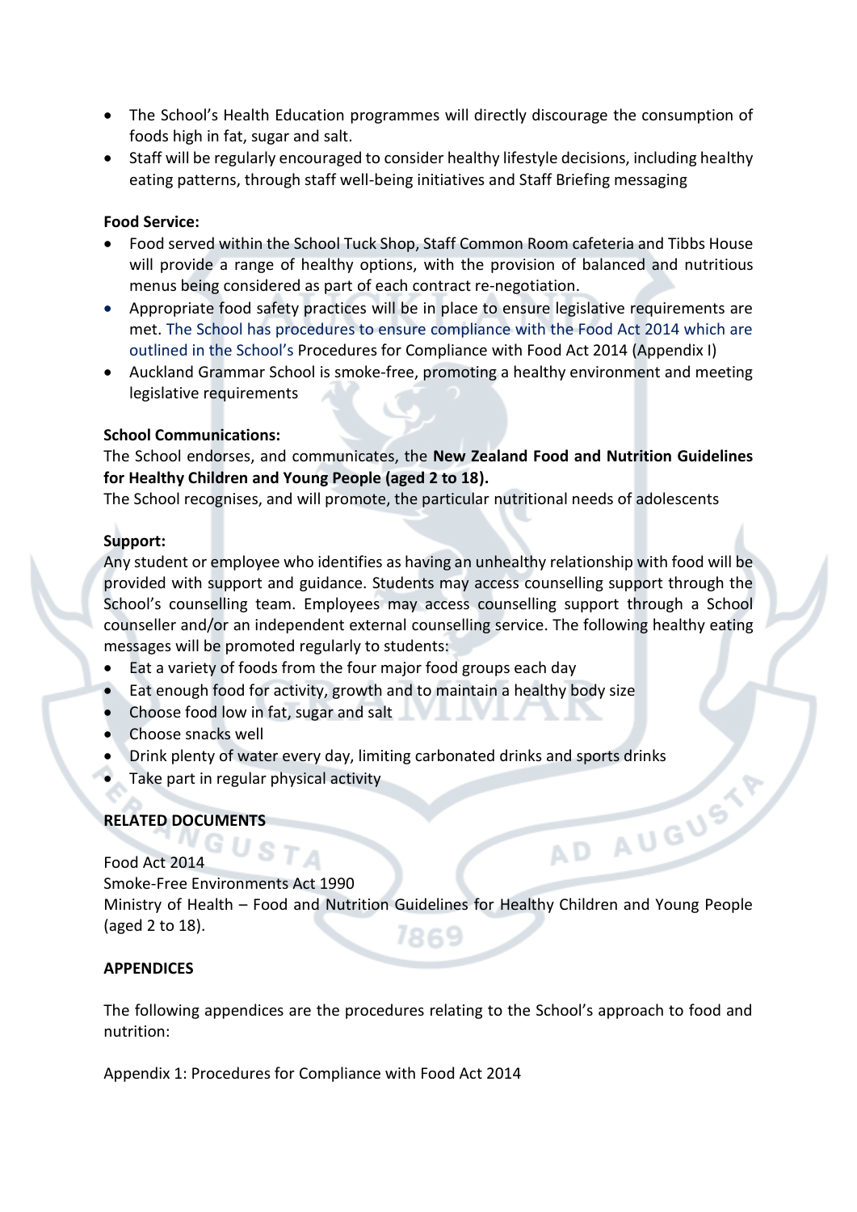- The School's Health Education programmes will directly discourage the consumption of foods high in fat, sugar and salt.
- Staff will be regularly encouraged to consider healthy lifestyle decisions, including healthy eating patterns, through staff well-being initiatives and Staff Briefing messaging

**Food Service:**

- Food served within the School Tuck Shop, Staff Common Room cafeteria and Tibbs House will provide a range of healthy options, with the provision of balanced and nutritious menus being considered as part of each contract re-negotiation.
- Appropriate food safety practices will be in place to ensure legislative requirements are met. The School has procedures to ensure compliance with the Food Act 2014 which are outlined in the School's Procedures for Compliance with Food Act 2014 (Appendix I)
- Auckland Grammar School is smoke-free, promoting a healthy environment and meeting legislative requirements

**School Communications:**

The School endorses, and communicates, the **New Zealand Food and Nutrition Guidelines for Healthy Children and Young People (aged 2 to 18).**

The School recognises, and will promote, the particular nutritional needs of adolescents

**Support:**

Any student or employee who identifies as having an unhealthy relationship with food will be provided with support and guidance. Students may access counselling support through the School's counselling team. Employees may access counselling support through a School counseller and/or an independent external counselling service. The following healthy eating messages will be promoted regularly to students:

- Eat a variety of foods from the four major food groups each day
- Eat enough food for activity, growth and to maintain a healthy body size
- Choose food low in fat, sugar and salt
- Choose snacks well
- Drink plenty of water every day, limiting carbonated drinks and sports drinks
- Take part in regular physical activity

## RELATED DOCUMENTS

Food Act 2014

Smoke-Free Environments Act 1990

Ministry of Health – Food and Nutrition Guidelines for Healthy Children and Young People (aged 2 to 18).

## APPENDICES

The following appendices are the procedures relating to the School's approach to food and nutrition:

Appendix 1: Procedures for Compliance with Food Act 2014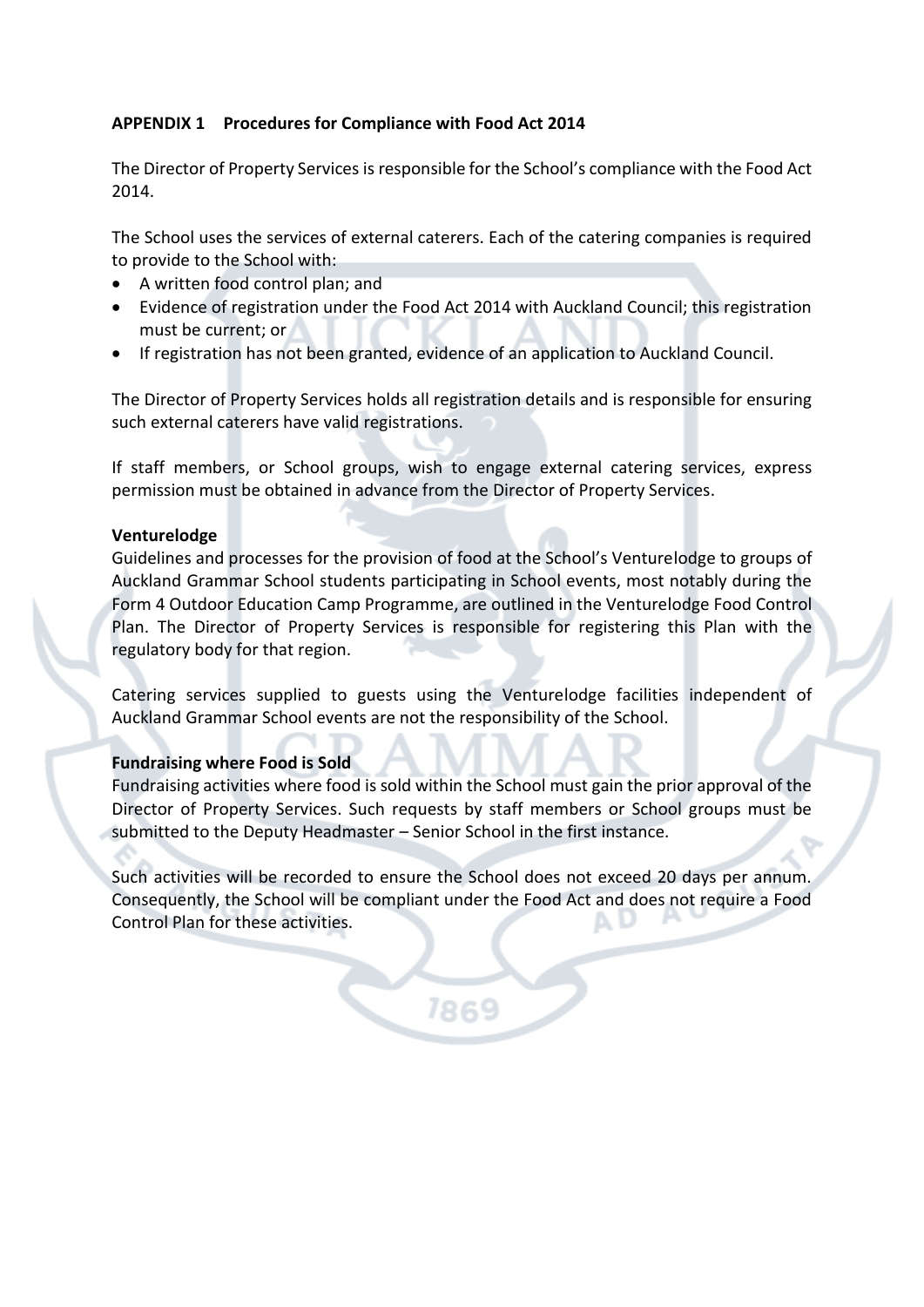## APPENDIX 1 Procedures for Compliance with Food Act 2014

The Director of Property Services is responsible for the School's compliance with the Food Act 2014.

The School uses the services of external caterers. Each of the catering companies is required to provide to the School with:

- A written food control plan; and
- Evidence of registration under the Food Act 2014 with Auckland Council; this registration must be current; or
- If registration has not been granted, evidence of an application to Auckland Council.

The Director of Property Services holds all registration details and is responsible for ensuring such external caterers have valid registrations.

If staff members, or School groups, wish to engage external catering services, express permission must be obtained in advance from the Director of Property Services.

### Venturelodge

Guidelines and processes for the provision of food at the School's Venturelodge to groups of Auckland Grammar School students participating in School events, most notably during the Form 4 Outdoor Education Camp Programme, are outlined in the Venturelodge Food Control Plan. The Director of Property Services is responsible for registering this Plan with the regulatory body for that region.

Catering services supplied to guests using the Venturelodge facilities independent of Auckland Grammar School events are not the responsibility of the School.

### Fundraising where Food is Sold

Fundraising activities where food is sold within the School must gain the prior approval of the Director of Property Services. Such requests by staff members or School groups must be submitted to the Deputy Headmaster – Senior School in the first instance.

Such activities will be recorded to ensure the School does not exceed 20 days per annum. Consequently, the School will be compliant under the Food Act and does not require a Food Control Plan for these activities.